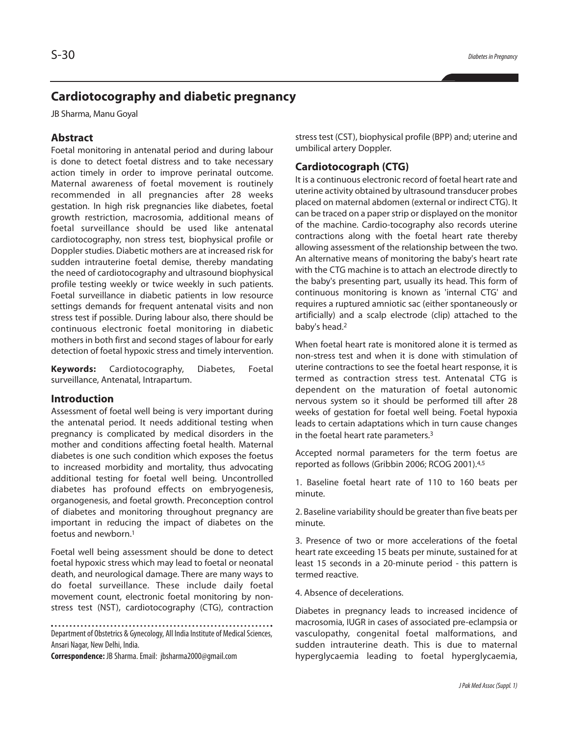# Cardiotocography and diabetic pregnancy

JB Sharma, Manu Goyal

## Abstract

Foetal monitoring in antenatal period and during labour is done to detect foetal distress and to take necessary action timely in order to improve perinatal outcome. Maternal awareness of foetal movement is routinely recommended in all pregnancies after 28 weeks gestation. In high risk pregnancies like diabetes, foetal growth restriction, macrosomia, additional means of foetal surveillance should be used like antenatal cardiotocography, non stress test, biophysical profile or Doppler studies. Diabetic mothers are at increased risk for sudden intrauterine foetal demise, thereby mandating the need of cardiotocography and ultrasound biophysical profile testing weekly or twice weekly in such patients. Foetal surveillance in diabetic patients in low resource settings demands for frequent antenatal visits and non stress test if possible. During labour also, there should be continuous electronic foetal monitoring in diabetic mothers in both first and second stages of labour for early detection of foetal hypoxic stress and timely intervention.

**Keywords:** Cardiotocography, Diabetes, Foetal surveillance, Antenatal, Intrapartum.

## Introduction

Assessment of foetal well being is very important during the antenatal period. It needs additional testing when pregnancy is complicated by medical disorders in the mother and conditions affecting foetal health. Maternal diabetes is one such condition which exposes the foetus to increased morbidity and mortality, thus advocating additional testing for foetal well being. Uncontrolled diabetes has profound effects on embryogenesis, organogenesis, and foetal growth. Preconception control of diabetes and monitoring throughout pregnancy are important in reducing the impact of diabetes on the foetus and newborn.[1]

Foetal well being assessment should be done to detect foetal hypoxic stress which may lead to foetal or neonatal death, and neurological damage. There are many ways to do foetal surveillance. These include daily foetal movement count, electronic foetal monitoring by non-stress test (NST), cardiotocography (CTG), contraction stress test (CST), biophysical profile (BPP) and; uterine and umbilical artery Doppler.

Department of Obstetrics & Gynecology, All India Institute of Medical Sciences, Ansari Nagar, New Delhi, India.

**Correspondence:** JB Sharma. Email: jbsharma2000@gmail.com

## Cardiotocograph (CTG)

It is a continuous electronic record of foetal heart rate and uterine activity obtained by ultrasound transducer probes placed on maternal abdomen (external or indirect CTG). It can be traced on a paper strip or displayed on the monitor of the machine. Cardio-tocography also records uterine contractions along with the foetal heart rate thereby allowing assessment of the relationship between the two. An alternative means of monitoring the baby's heart rate with the CTG machine is to attach an electrode directly to the baby's presenting part, usually its head. This form of continuous monitoring is known as 'internal CTG' and requires a ruptured amniotic sac (either spontaneously or artificially) and a scalp electrode (clip) attached to the baby's head.[2]

When foetal heart rate is monitored alone it is termed as non-stress test and when it is done with stimulation of uterine contractions to see the foetal heart response, it is termed as contraction stress test. Antenatal CTG is dependent on the maturation of foetal autonomic nervous system so it should be performed till after 28 weeks of gestation for foetal well being. Foetal hypoxia leads to certain adaptations which in turn cause changes in the foetal heart rate parameters.[3]

Accepted normal parameters for the term foetus are reported as follows (Gribbin 2006; RCOG 2001).[4,5]

1. Baseline foetal heart rate of 110 to 160 beats per minute.

2. Baseline variability should be greater than five beats per minute.

3. Presence of two or more accelerations of the foetal heart rate exceeding 15 beats per minute, sustained for at least 15 seconds in a 20-minute period - this pattern is termed reactive.

4. Absence of decelerations.

Diabetes in pregnancy leads to increased incidence of macrosomia, IUGR in cases of associated pre-eclampsia or vasculopathy, congenital foetal malformations, and sudden intrauterine death. This is due to maternal hyperglycaemia leading to foetal hyperglycaemia,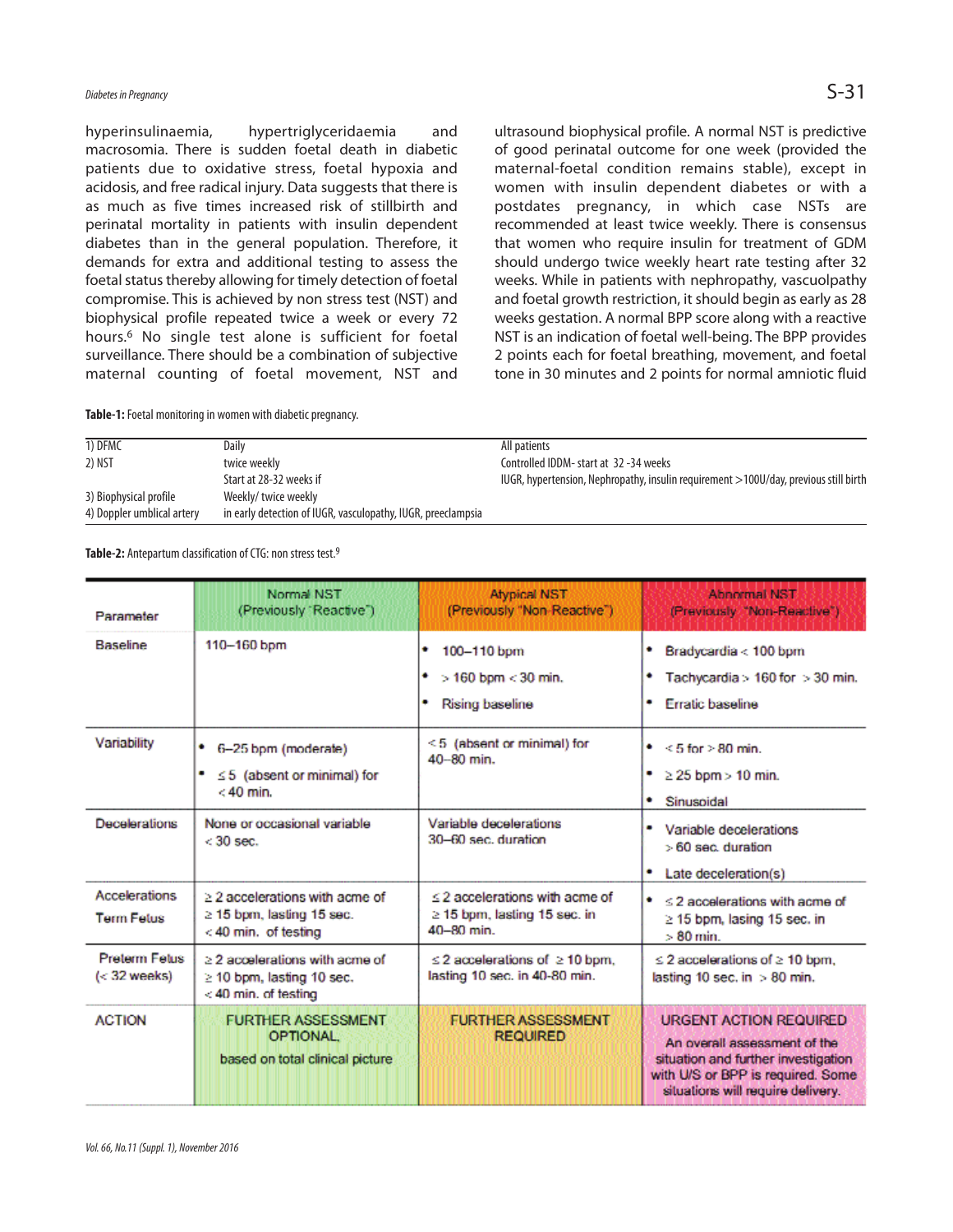hyperinsulinaemia, hypertriglyceridaemia and macrosomia. There is sudden foetal death in diabetic patients due to oxidative stress, foetal hypoxia and acidosis, and free radical injury. Data suggests that there is as much as five times increased risk of stillbirth and perinatal mortality in patients with insulin dependent diabetes than in the general population. Therefore, it demands for extra and additional testing to assess the foetal status thereby allowing for timely detection of foetal compromise. This is achieved by non stress test (NST) and biophysical profile repeated twice a week or every 72 hours.[6] No single test alone is sufficient for foetal surveillance. There should be a combination of subjective maternal counting of foetal movement, NST and ultrasound biophysical profile. A normal NST is predictive of good perinatal outcome for one week (provided the maternal-foetal condition remains stable), except in women with insulin dependent diabetes or with a postdates pregnancy, in which case NSTs are recommended at least twice weekly. There is consensus that women who require insulin for treatment of GDM should undergo twice weekly heart rate testing after 32 weeks. While in patients with nephropathy, vascuolpathy and foetal growth restriction, it should begin as early as 28 weeks gestation. A normal BPP score along with a reactive NST is an indication of foetal well-being. The BPP provides 2 points each for foetal breathing, movement, and foetal tone in 30 minutes and 2 points for normal amniotic fluid

**Table-1:** Foetal monitoring in women with diabetic pregnancy.

| | | |
|---|---|---|
| 1) DFMC | Daily | All patients |
| 2) NST | twice weekly | Controlled IDDM- start at 32 -34 weeks |
| | Start at 28-32 weeks if | IUGR, hypertension, Nephropathy, insulin requirement >100U/day, previous still birth |
| 3) Biophysical profile | Weekly/ twice weekly | |
| 4) Doppler umblical artery | in early detection of IUGR, vasculopathy, IUGR, preeclampsia | |

**Table-2:** Antepartum classification of CTG: non stress test.[9]

| Parameter | Normal NST (Previously "Reactive") | Atypical NST (Previously "Non-Reactive") | Abnormal NST (Previously "Non-Reactive") |
|---|---|---|---|
| Baseline | 110–160 bpm | • 100–110 bpm<br>• > 160 bpm < 30 min.<br>• Rising baseline | • Bradycardia < 100 bpm<br>• Tachycardia > 160 for > 30 min.<br>• Erratic baseline |
| Variability | • 6–25 bpm (moderate)<br>• ≤ 5 (absent or minimal) for < 40 min. | ≤ 5 (absent or minimal) for 40–80 min. | • < 5 for > 80 min.<br>• ≥ 25 bpm > 10 min.<br>• Sinusoidal |
| Decelerations | None or occasional variable < 30 sec. | Variable decelerations 30–60 sec. duration | • Variable decelerations > 60 sec. duration<br>• Late deceleration(s) |
| Accelerations Term Fetus | ≥ 2 accelerations with acme of ≥ 15 bpm, lasting 15 sec. < 40 min. of testing | ≤ 2 accelerations with acme of ≥ 15 bpm, lasting 15 sec. in 40–80 min. | • ≤ 2 accelerations with acme of ≥ 15 bpm, lasing 15 sec. in > 80 min. |
| Preterm Fetus (< 32 weeks) | ≥ 2 accelerations with acme of ≥ 10 bpm, lasting 10 sec. < 40 min. of testing | ≤ 2 accelerations of ≥ 10 bpm, lasting 10 sec. in 40-80 min. | ≤ 2 accelerations of ≥ 10 bpm, lasting 10 sec. in > 80 min. |
| ACTION | FURTHER ASSESSMENT OPTIONAL, based on total clinical picture | FURTHER ASSESSMENT REQUIRED | URGENT ACTION REQUIRED An overall assessment of the situation and further investigation with U/S or BPP is required. Some situations will require delivery. |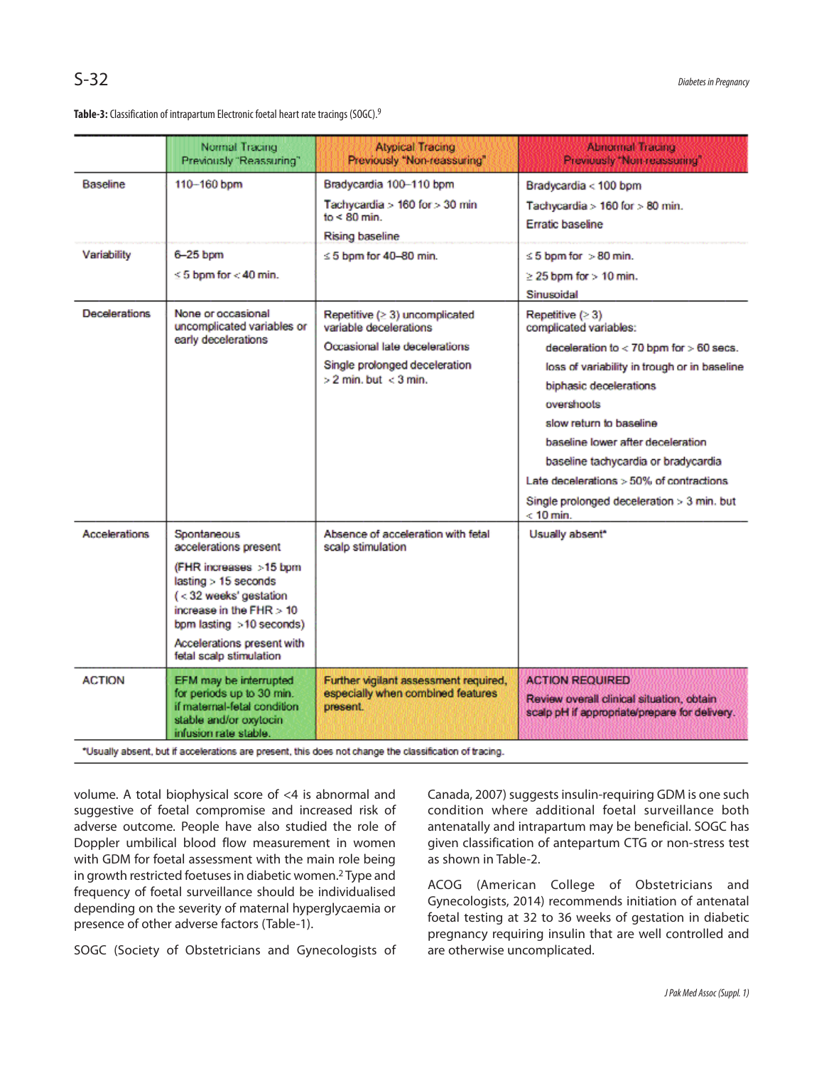**Table-3:** Classification of intrapartum Electronic foetal heart rate tracings (SOGC).[9]

| | Normal Tracing Previously "Reassuring" | Atypical Tracing Previously "Non-reassuring" | Abnormal Tracing Previously "Non-reassuring" |
|---|---|---|---|
| Baseline | 110–160 bpm | Bradycardia 100–110 bpm<br>Tachycardia > 160 for > 30 min to < 80 min.<br>Rising baseline | Bradycardia < 100 bpm<br>Tachycardia > 160 for > 80 min.<br>Erratic baseline |
| Variability | 6–25 bpm<br>≤ 5 bpm for < 40 min. | ≤ 5 bpm for 40–80 min. | ≤ 5 bpm for > 80 min.<br>≥ 25 bpm for > 10 min.<br>Sinusoidal |
| Decelerations | None or occasional uncomplicated variables or early decelerations | Repetitive (> 3) uncomplicated variable decelerations<br>Occasional late decelerations<br>Single prolonged deceleration > 2 min. but < 3 min. | Repetitive (> 3) complicated variables:<br>deceleration to < 70 bpm for > 60 secs.<br>loss of variability in trough or in baseline<br>biphasic decelerations<br>overshoots<br>slow return to baseline<br>baseline lower after deceleration<br>baseline tachycardia or bradycardia<br>Late decelerations > 50% of contractions<br>Single prolonged deceleration > 3 min. but < 10 min. |
| Accelerations | Spontaneous accelerations present<br>(FHR increases >15 bpm lasting > 15 seconds (< 32 weeks' gestation increase in the FHR > 10 bpm lasting >10 seconds)<br>Accelerations present with fetal scalp stimulation | Absence of acceleration with fetal scalp stimulation | Usually absent* |
| ACTION | EFM may be interrupted for periods up to 30 min. if maternal-fetal condition stable and/or oxytocin infusion rate stable. | Further vigilant assessment required, especially when combined features present. | ACTION REQUIRED<br>Review overall clinical situation, obtain scalp pH if appropriate/prepare for delivery. |

*Usually absent, but if accelerations are present, this does not change the classification of tracing.

volume. A total biophysical score of <4 is abnormal and suggestive of foetal compromise and increased risk of adverse outcome. People have also studied the role of Doppler umbilical blood flow measurement in women with GDM for foetal assessment with the main role being in growth restricted foetuses in diabetic women.[2] Type and frequency of foetal surveillance should be individualised depending on the severity of maternal hyperglycaemia or presence of other adverse factors (Table-1).

SOGC (Society of Obstetricians and Gynecologists of Canada, 2007) suggests insulin-requiring GDM is one such condition where additional foetal surveillance both antenatally and intrapartum may be beneficial. SOGC has given classification of antepartum CTG or non-stress test as shown in Table-2.

ACOG (American College of Obstetricians and Gynecologists, 2014) recommends initiation of antenatal foetal testing at 32 to 36 weeks of gestation in diabetic pregnancy requiring insulin that are well controlled and are otherwise uncomplicated.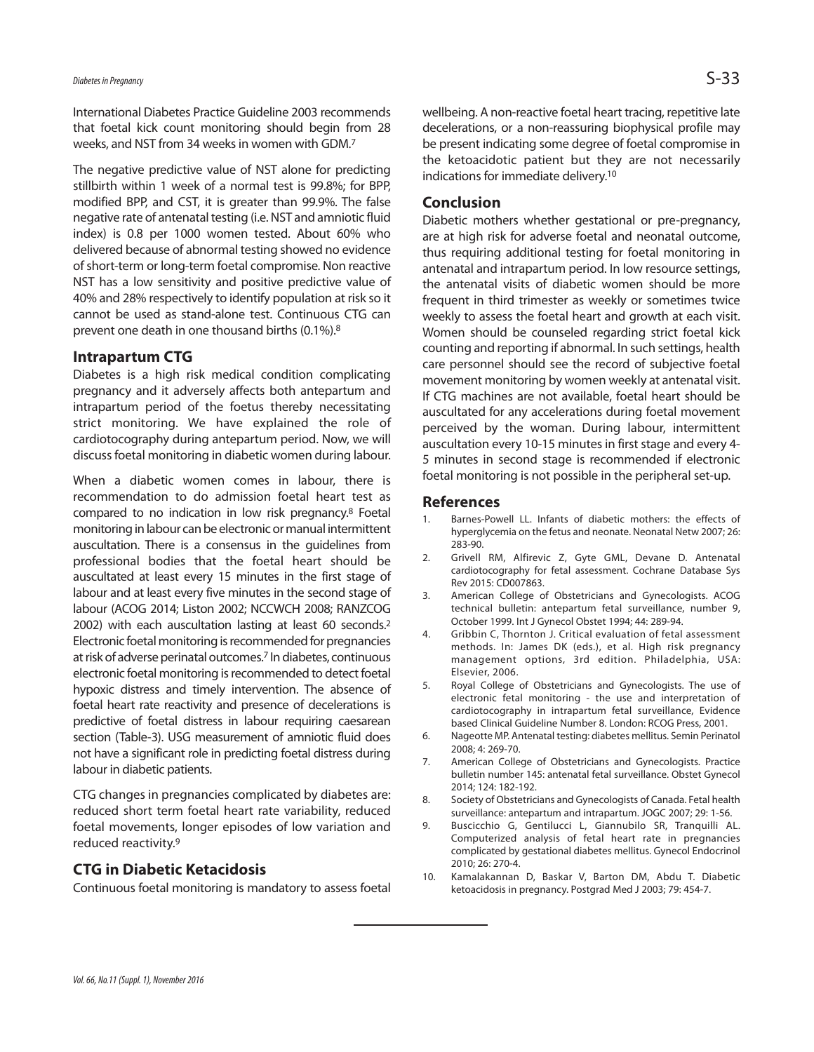International Diabetes Practice Guideline 2003 recommends that foetal kick count monitoring should begin from 28 weeks, and NST from 34 weeks in women with GDM.[7]

The negative predictive value of NST alone for predicting stillbirth within 1 week of a normal test is 99.8%; for BPP, modified BPP, and CST, it is greater than 99.9%. The false negative rate of antenatal testing (i.e. NST and amniotic fluid index) is 0.8 per 1000 women tested. About 60% who delivered because of abnormal testing showed no evidence of short-term or long-term foetal compromise. Non reactive NST has a low sensitivity and positive predictive value of 40% and 28% respectively to identify population at risk so it cannot be used as stand-alone test. Continuous CTG can prevent one death in one thousand births (0.1%).[8]

## Intrapartum CTG

Diabetes is a high risk medical condition complicating pregnancy and it adversely affects both antepartum and intrapartum period of the foetus thereby necessitating strict monitoring. We have explained the role of cardiotocography during antepartum period. Now, we will discuss foetal monitoring in diabetic women during labour.

When a diabetic women comes in labour, there is recommendation to do admission foetal heart test as compared to no indication in low risk pregnancy.[8] Foetal monitoring in labour can be electronic or manual intermittent auscultation. There is a consensus in the guidelines from professional bodies that the foetal heart should be auscultated at least every 15 minutes in the first stage of labour and at least every five minutes in the second stage of labour (ACOG 2014; Liston 2002; NCCWCH 2008; RANZCOG 2002) with each auscultation lasting at least 60 seconds.[2] Electronic foetal monitoring is recommended for pregnancies at risk of adverse perinatal outcomes.[7] In diabetes, continuous electronic foetal monitoring is recommended to detect foetal hypoxic distress and timely intervention. The absence of foetal heart rate reactivity and presence of decelerations is predictive of foetal distress in labour requiring caesarean section (Table-3). USG measurement of amniotic fluid does not have a significant role in predicting foetal distress during labour in diabetic patients.

CTG changes in pregnancies complicated by diabetes are: reduced short term foetal heart rate variability, reduced foetal movements, longer episodes of low variation and reduced reactivity.[9]

## CTG in Diabetic Ketacidosis

Continuous foetal monitoring is mandatory to assess foetal wellbeing. A non-reactive foetal heart tracing, repetitive late decelerations, or a non-reassuring biophysical profile may be present indicating some degree of foetal compromise in the ketoacidotic patient but they are not necessarily indications for immediate delivery.[10]

## Conclusion

Diabetic mothers whether gestational or pre-pregnancy, are at high risk for adverse foetal and neonatal outcome, thus requiring additional testing for foetal monitoring in antenatal and intrapartum period. In low resource settings, the antenatal visits of diabetic women should be more frequent in third trimester as weekly or sometimes twice weekly to assess the foetal heart and growth at each visit. Women should be counseled regarding strict foetal kick counting and reporting if abnormal. In such settings, health care personnel should see the record of subjective foetal movement monitoring by women weekly at antenatal visit. If CTG machines are not available, foetal heart should be auscultated for any accelerations during foetal movement perceived by the woman. During labour, intermittent auscultation every 10-15 minutes in first stage and every 4-5 minutes in second stage is recommended if electronic foetal monitoring is not possible in the peripheral set-up.

## References

1. Barnes-Powell LL. Infants of diabetic mothers: the effects of hyperglycemia on the fetus and neonate. Neonatal Netw 2007; 26: 283-90.
2. Grivell RM, Alfirevic Z, Gyte GML, Devane D. Antenatal cardiotocography for fetal assessment. Cochrane Database Sys Rev 2015: CD007863.
3. American College of Obstetricians and Gynecologists. ACOG technical bulletin: antepartum fetal surveillance, number 9, October 1999. Int J Gynecol Obstet 1994; 44: 289-94.
4. Gribbin C, Thornton J. Critical evaluation of fetal assessment methods. In: James DK (eds.), et al. High risk pregnancy management options, 3rd edition. Philadelphia, USA: Elsevier, 2006.
5. Royal College of Obstetricians and Gynecologists. The use of electronic fetal monitoring - the use and interpretation of cardiotocography in intrapartum fetal surveillance, Evidence based Clinical Guideline Number 8. London: RCOG Press, 2001.
6. Nageotte MP. Antenatal testing: diabetes mellitus. Semin Perinatol 2008; 4: 269-70.
7. American College of Obstetricians and Gynecologists. Practice bulletin number 145: antenatal fetal surveillance. Obstet Gynecol 2014; 124: 182-192.
8. Society of Obstetricians and Gynecologists of Canada. Fetal health surveillance: antepartum and intrapartum. JOGC 2007; 29: 1-56.
9. Buscicchio G, Gentilucci L, Giannubilo SR, Tranquilli AL. Computerized analysis of fetal heart rate in pregnancies complicated by gestational diabetes mellitus. Gynecol Endocrinol 2010; 26: 270-4.
10. Kamalakannan D, Baskar V, Barton DM, Abdu T. Diabetic ketoacidosis in pregnancy. Postgrad Med J 2003; 79: 454-7.